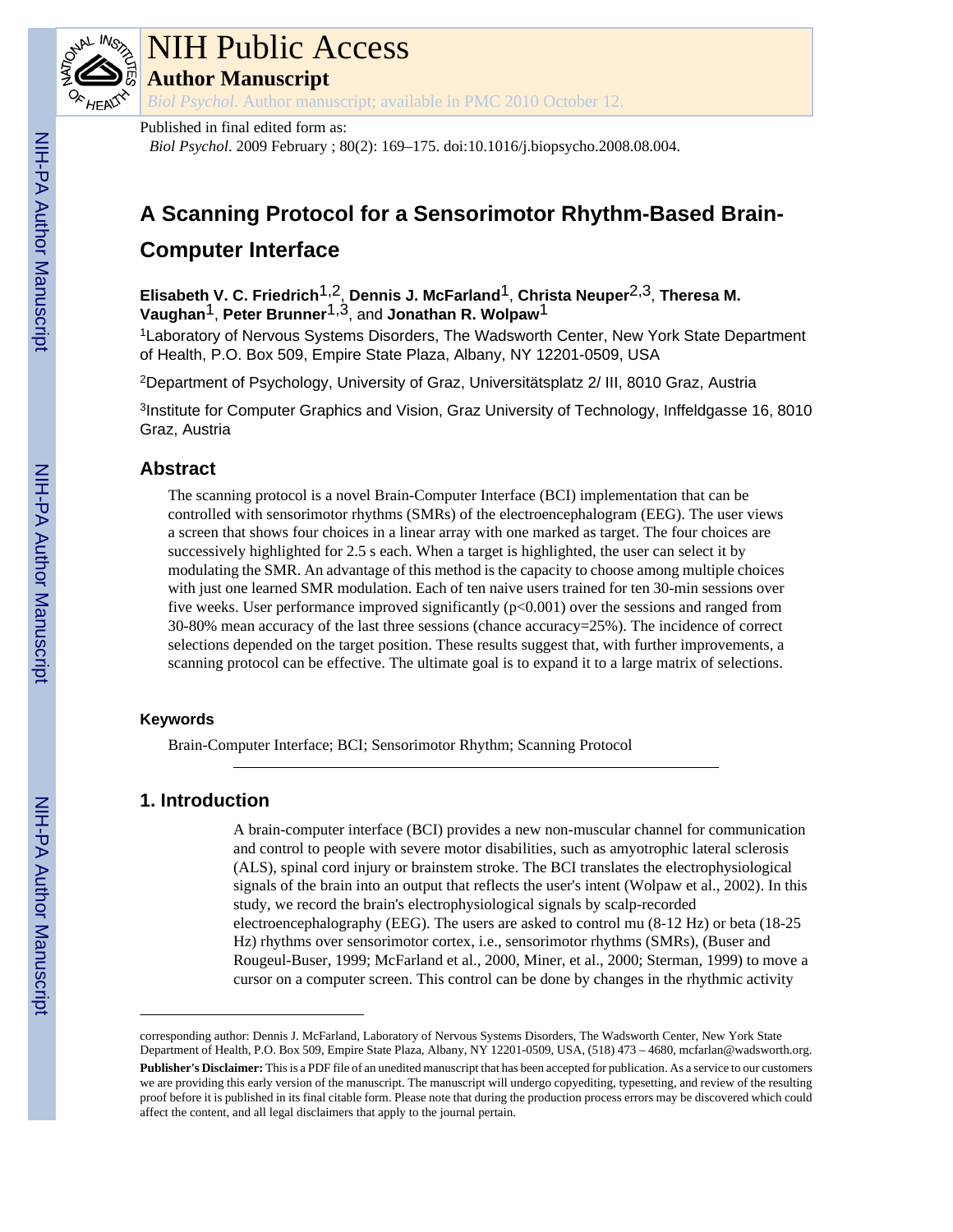# NIH Public Access

## Author Manuscript

*Biol Psychol*. Author manuscript; available in PMC 2010 October 12.

Published in final edited form as:

*Biol Psychol*. 2009 February ; 80(2): 169–175. doi:10.1016/j.biopsycho.2008.08.004.

# A Scanning Protocol for a Sensorimotor Rhythm-Based Brain-Computer Interface

**Elisabeth V. C. Friedrich**[1,2], **Dennis J. McFarland**[1], **Christa Neuper**[2,3], **Theresa M. Vaughan**[1], **Peter Brunner**[1,3], and **Jonathan R. Wolpaw**[1]

[1]Laboratory of Nervous Systems Disorders, The Wadsworth Center, New York State Department of Health, P.O. Box 509, Empire State Plaza, Albany, NY 12201-0509, USA

[2]Department of Psychology, University of Graz, Universitätsplatz 2/ III, 8010 Graz, Austria

[3]Institute for Computer Graphics and Vision, Graz University of Technology, Inffeldgasse 16, 8010 Graz, Austria

## Abstract

The scanning protocol is a novel Brain-Computer Interface (BCI) implementation that can be controlled with sensorimotor rhythms (SMRs) of the electroencephalogram (EEG). The user views a screen that shows four choices in a linear array with one marked as target. The four choices are successively highlighted for 2.5 s each. When a target is highlighted, the user can select it by modulating the SMR. An advantage of this method is the capacity to choose among multiple choices with just one learned SMR modulation. Each of ten naive users trained for ten 30-min sessions over five weeks. User performance improved significantly ($p<0.001$) over the sessions and ranged from 30-80% mean accuracy of the last three sessions (chance accuracy=25%). The incidence of correct selections depended on the target position. These results suggest that, with further improvements, a scanning protocol can be effective. The ultimate goal is to expand it to a large matrix of selections.

### Keywords

Brain-Computer Interface; BCI; Sensorimotor Rhythm; Scanning Protocol

## 1. Introduction

A brain-computer interface (BCI) provides a new non-muscular channel for communication and control to people with severe motor disabilities, such as amyotrophic lateral sclerosis (ALS), spinal cord injury or brainstem stroke. The BCI translates the electrophysiological signals of the brain into an output that reflects the user's intent (Wolpaw et al., 2002). In this study, we record the brain's electrophysiological signals by scalp-recorded electroencephalography (EEG). The users are asked to control mu (8-12 Hz) or beta (18-25 Hz) rhythms over sensorimotor cortex, i.e., sensorimotor rhythms (SMRs), (Buser and Rougeul-Buser, 1999; McFarland et al., 2000, Miner, et al., 2000; Sterman, 1999) to move a cursor on a computer screen. This control can be done by changes in the rhythmic activity

---

corresponding author: Dennis J. McFarland, Laboratory of Nervous Systems Disorders, The Wadsworth Center, New York State Department of Health, P.O. Box 509, Empire State Plaza, Albany, NY 12201-0509, USA, (518) 473 – 4680, mcfarlan@wadsworth.org.

**Publisher's Disclaimer:** This is a PDF file of an unedited manuscript that has been accepted for publication. As a service to our customers we are providing this early version of the manuscript. The manuscript will undergo copyediting, typesetting, and review of the resulting proof before it is published in its final citable form. Please note that during the production process errors may be discovered which could affect the content, and all legal disclaimers that apply to the journal pertain.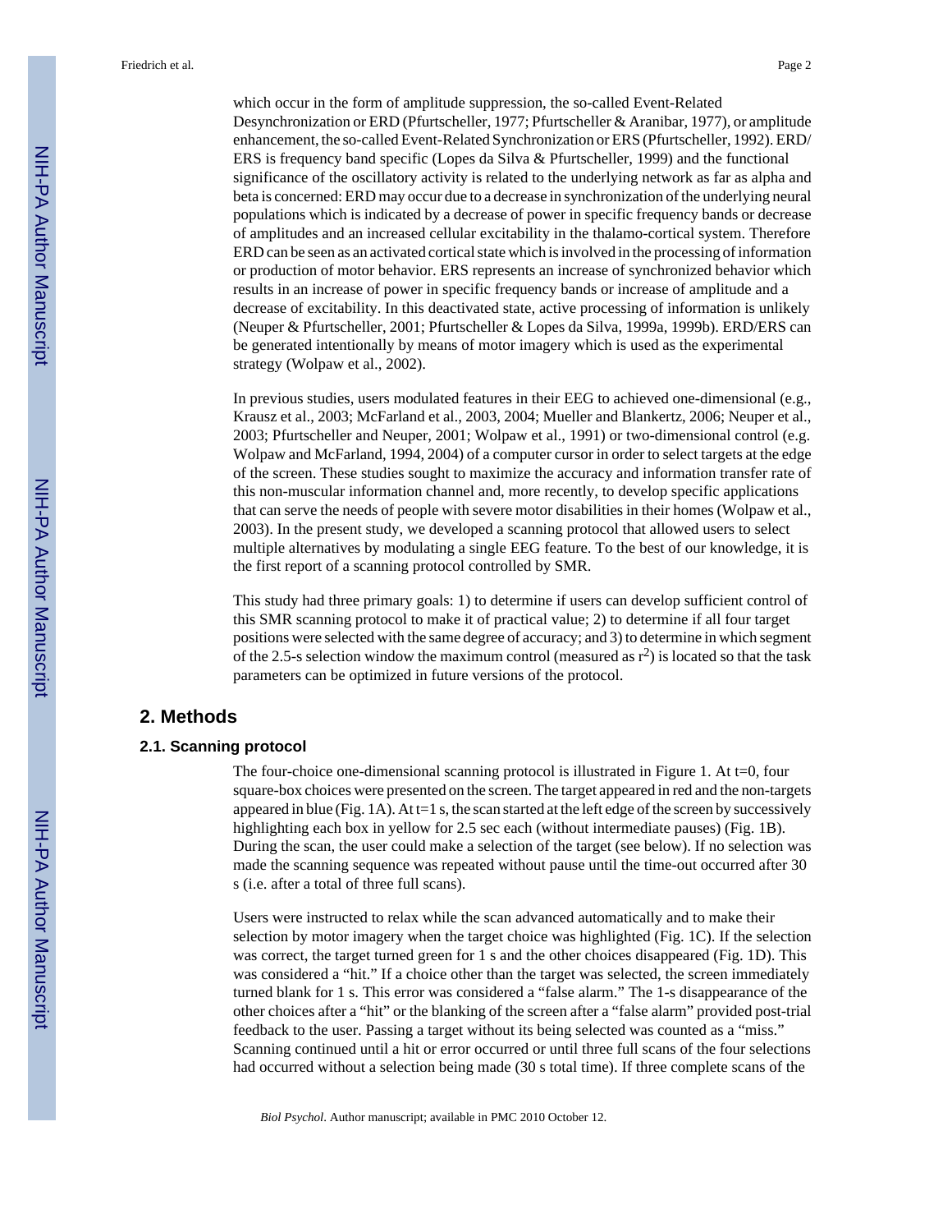which occur in the form of amplitude suppression, the so-called Event-Related Desynchronization or ERD (Pfurtscheller, 1977; Pfurtscheller & Aranibar, 1977), or amplitude enhancement, the so-called Event-Related Synchronization or ERS (Pfurtscheller, 1992). ERD/ERS is frequency band specific (Lopes da Silva & Pfurtscheller, 1999) and the functional significance of the oscillatory activity is related to the underlying network as far as alpha and beta is concerned: ERD may occur due to a decrease in synchronization of the underlying neural populations which is indicated by a decrease of power in specific frequency bands or decrease of amplitudes and an increased cellular excitability in the thalamo-cortical system. Therefore ERD can be seen as an activated cortical state which is involved in the processing of information or production of motor behavior. ERS represents an increase of synchronized behavior which results in an increase of power in specific frequency bands or increase of amplitude and a decrease of excitability. In this deactivated state, active processing of information is unlikely (Neuper & Pfurtscheller, 2001; Pfurtscheller & Lopes da Silva, 1999a, 1999b). ERD/ERS can be generated intentionally by means of motor imagery which is used as the experimental strategy (Wolpaw et al., 2002).

In previous studies, users modulated features in their EEG to achieved one-dimensional (e.g., Krausz et al., 2003; McFarland et al., 2003, 2004; Mueller and Blankertz, 2006; Neuper et al., 2003; Pfurtscheller and Neuper, 2001; Wolpaw et al., 1991) or two-dimensional control (e.g. Wolpaw and McFarland, 1994, 2004) of a computer cursor in order to select targets at the edge of the screen. These studies sought to maximize the accuracy and information transfer rate of this non-muscular information channel and, more recently, to develop specific applications that can serve the needs of people with severe motor disabilities in their homes (Wolpaw et al., 2003). In the present study, we developed a scanning protocol that allowed users to select multiple alternatives by modulating a single EEG feature. To the best of our knowledge, it is the first report of a scanning protocol controlled by SMR.

This study had three primary goals: 1) to determine if users can develop sufficient control of this SMR scanning protocol to make it of practical value; 2) to determine if all four target positions were selected with the same degree of accuracy; and 3) to determine in which segment of the 2.5-s selection window the maximum control (measured as $r^2$) is located so that the task parameters can be optimized in future versions of the protocol.

## 2. Methods

### 2.1. Scanning protocol

The four-choice one-dimensional scanning protocol is illustrated in Figure 1. At t=0, four square-box choices were presented on the screen. The target appeared in red and the non-targets appeared in blue (Fig. 1A). At t=1 s, the scan started at the left edge of the screen by successively highlighting each box in yellow for 2.5 sec each (without intermediate pauses) (Fig. 1B). During the scan, the user could make a selection of the target (see below). If no selection was made the scanning sequence was repeated without pause until the time-out occurred after 30 s (i.e. after a total of three full scans).

Users were instructed to relax while the scan advanced automatically and to make their selection by motor imagery when the target choice was highlighted (Fig. 1C). If the selection was correct, the target turned green for 1 s and the other choices disappeared (Fig. 1D). This was considered a "hit." If a choice other than the target was selected, the screen immediately turned blank for 1 s. This error was considered a "false alarm." The 1-s disappearance of the other choices after a "hit" or the blanking of the screen after a "false alarm" provided post-trial feedback to the user. Passing a target without its being selected was counted as a "miss." Scanning continued until a hit or error occurred or until three full scans of the four selections had occurred without a selection being made (30 s total time). If three complete scans of the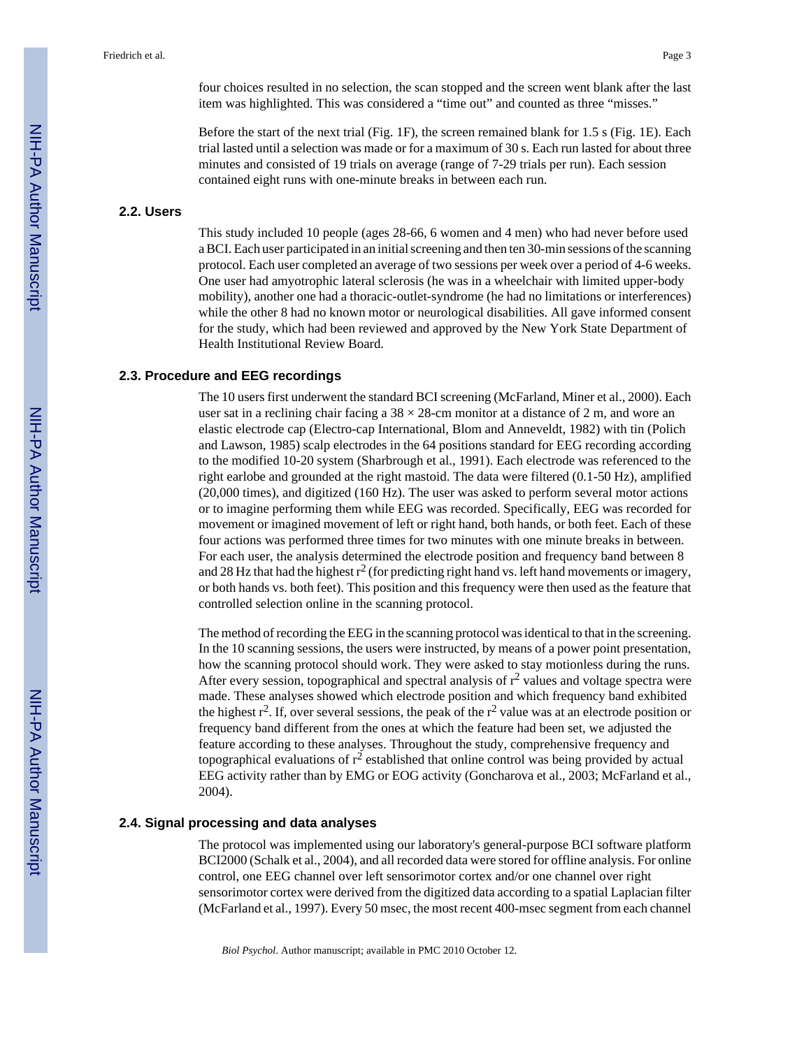four choices resulted in no selection, the scan stopped and the screen went blank after the last item was highlighted. This was considered a "time out" and counted as three "misses."

Before the start of the next trial (Fig. 1F), the screen remained blank for 1.5 s (Fig. 1E). Each trial lasted until a selection was made or for a maximum of 30 s. Each run lasted for about three minutes and consisted of 19 trials on average (range of 7-29 trials per run). Each session contained eight runs with one-minute breaks in between each run.

### 2.2. Users

This study included 10 people (ages 28-66, 6 women and 4 men) who had never before used a BCI. Each user participated in an initial screening and then ten 30-min sessions of the scanning protocol. Each user completed an average of two sessions per week over a period of 4-6 weeks. One user had amyotrophic lateral sclerosis (he was in a wheelchair with limited upper-body mobility), another one had a thoracic-outlet-syndrome (he had no limitations or interferences) while the other 8 had no known motor or neurological disabilities. All gave informed consent for the study, which had been reviewed and approved by the New York State Department of Health Institutional Review Board.

### 2.3. Procedure and EEG recordings

The 10 users first underwent the standard BCI screening (McFarland, Miner et al., 2000). Each user sat in a reclining chair facing a 38 × 28-cm monitor at a distance of 2 m, and wore an elastic electrode cap (Electro-cap International, Blom and Anneveldt, 1982) with tin (Polich and Lawson, 1985) scalp electrodes in the 64 positions standard for EEG recording according to the modified 10-20 system (Sharbrough et al., 1991). Each electrode was referenced to the right earlobe and grounded at the right mastoid. The data were filtered (0.1-50 Hz), amplified (20,000 times), and digitized (160 Hz). The user was asked to perform several motor actions or to imagine performing them while EEG was recorded. Specifically, EEG was recorded for movement or imagined movement of left or right hand, both hands, or both feet. Each of these four actions was performed three times for two minutes with one minute breaks in between. For each user, the analysis determined the electrode position and frequency band between 8 and 28 Hz that had the highest $r^2$ (for predicting right hand vs. left hand movements or imagery, or both hands vs. both feet). This position and this frequency were then used as the feature that controlled selection online in the scanning protocol.

The method of recording the EEG in the scanning protocol was identical to that in the screening. In the 10 scanning sessions, the users were instructed, by means of a power point presentation, how the scanning protocol should work. They were asked to stay motionless during the runs. After every session, topographical and spectral analysis of $r^2$ values and voltage spectra were made. These analyses showed which electrode position and which frequency band exhibited the highest $r^2$. If, over several sessions, the peak of the $r^2$ value was at an electrode position or frequency band different from the ones at which the feature had been set, we adjusted the feature according to these analyses. Throughout the study, comprehensive frequency and topographical evaluations of $r^2$ established that online control was being provided by actual EEG activity rather than by EMG or EOG activity (Goncharova et al., 2003; McFarland et al., 2004).

### 2.4. Signal processing and data analyses

The protocol was implemented using our laboratory's general-purpose BCI software platform BCI2000 (Schalk et al., 2004), and all recorded data were stored for offline analysis. For online control, one EEG channel over left sensorimotor cortex and/or one channel over right sensorimotor cortex were derived from the digitized data according to a spatial Laplacian filter (McFarland et al., 1997). Every 50 msec, the most recent 400-msec segment from each channel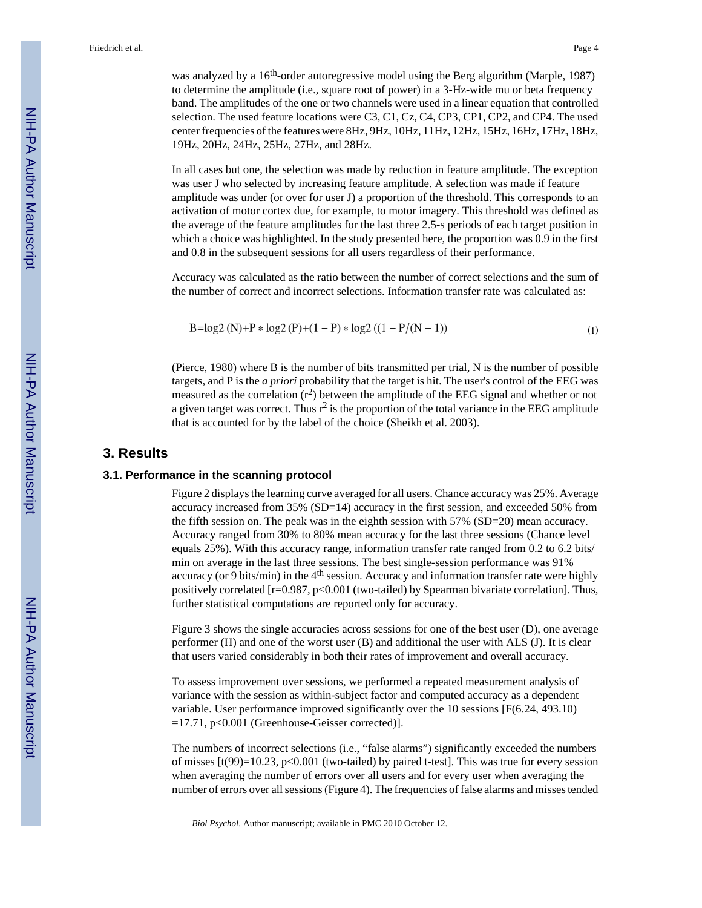was analyzed by a 16th-order autoregressive model using the Berg algorithm (Marple, 1987) to determine the amplitude (i.e., square root of power) in a 3-Hz-wide mu or beta frequency band. The amplitudes of the one or two channels were used in a linear equation that controlled selection. The used feature locations were C3, C1, Cz, C4, CP3, CP1, CP2, and CP4. The used center frequencies of the features were 8Hz, 9Hz, 10Hz, 11Hz, 12Hz, 15Hz, 16Hz, 17Hz, 18Hz, 19Hz, 20Hz, 24Hz, 25Hz, 27Hz, and 28Hz.

In all cases but one, the selection was made by reduction in feature amplitude. The exception was user J who selected by increasing feature amplitude. A selection was made if feature amplitude was under (or over for user J) a proportion of the threshold. This corresponds to an activation of motor cortex due, for example, to motor imagery. This threshold was defined as the average of the feature amplitudes for the last three 2.5-s periods of each target position in which a choice was highlighted. In the study presented here, the proportion was 0.9 in the first and 0.8 in the subsequent sessions for all users regardless of their performance.

Accuracy was calculated as the ratio between the number of correct selections and the sum of the number of correct and incorrect selections. Information transfer rate was calculated as:

$$B = \log2\,(N) + P * \log2\,(P) + (1 - P) * \log2\,((1 - P/(N - 1)) \tag{1}$$

(Pierce, 1980) where B is the number of bits transmitted per trial, N is the number of possible targets, and P is the *a priori* probability that the target is hit. The user's control of the EEG was measured as the correlation ($r^2$) between the amplitude of the EEG signal and whether or not a given target was correct. Thus $r^2$ is the proportion of the total variance in the EEG amplitude that is accounted for by the label of the choice (Sheikh et al. 2003).

## 3. Results

### 3.1. Performance in the scanning protocol

Figure 2 displays the learning curve averaged for all users. Chance accuracy was 25%. Average accuracy increased from 35% (SD=14) accuracy in the first session, and exceeded 50% from the fifth session on. The peak was in the eighth session with 57% (SD=20) mean accuracy. Accuracy ranged from 30% to 80% mean accuracy for the last three sessions (Chance level equals 25%). With this accuracy range, information transfer rate ranged from 0.2 to 6.2 bits/min on average in the last three sessions. The best single-session performance was 91% accuracy (or 9 bits/min) in the 4th session. Accuracy and information transfer rate were highly positively correlated [$r=0.987$, $p<0.001$ (two-tailed) by Spearman bivariate correlation]. Thus, further statistical computations are reported only for accuracy.

Figure 3 shows the single accuracies across sessions for one of the best user (D), one average performer (H) and one of the worst user (B) and additional the user with ALS (J). It is clear that users varied considerably in both their rates of improvement and overall accuracy.

To assess improvement over sessions, we performed a repeated measurement analysis of variance with the session as within-subject factor and computed accuracy as a dependent variable. User performance improved significantly over the 10 sessions [$F(6.24, 493.10) =17.71$, $p<0.001$ (Greenhouse-Geisser corrected)].

The numbers of incorrect selections (i.e., "false alarms") significantly exceeded the numbers of misses [$t(99)=10.23$, $p<0.001$ (two-tailed) by paired t-test]. This was true for every session when averaging the number of errors over all users and for every user when averaging the number of errors over all sessions (Figure 4). The frequencies of false alarms and misses tended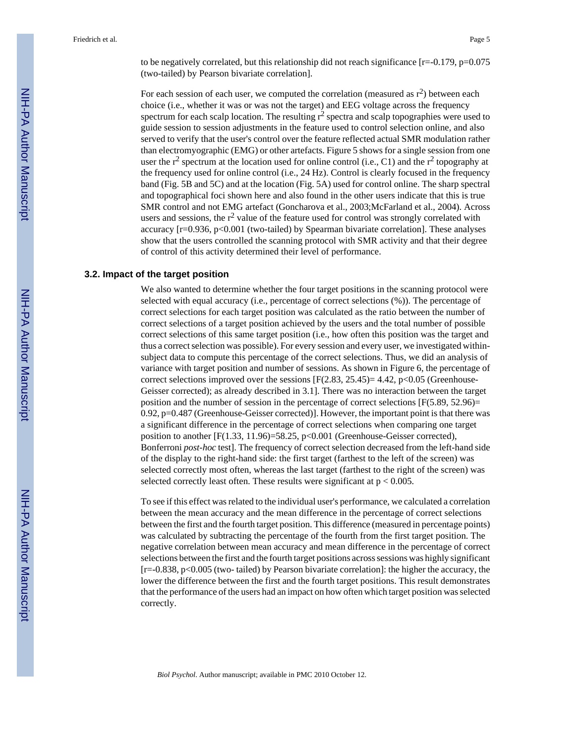to be negatively correlated, but this relationship did not reach significance [$r=-0.179$, $p=0.075$ (two-tailed) by Pearson bivariate correlation].

For each session of each user, we computed the correlation (measured as $r^2$) between each choice (i.e., whether it was or was not the target) and EEG voltage across the frequency spectrum for each scalp location. The resulting $r^2$ spectra and scalp topographies were used to guide session to session adjustments in the feature used to control selection online, and also served to verify that the user's control over the feature reflected actual SMR modulation rather than electromyographic (EMG) or other artefacts. Figure 5 shows for a single session from one user the $r^2$ spectrum at the location used for online control (i.e., C1) and the $r^2$ topography at the frequency used for online control (i.e., 24 Hz). Control is clearly focused in the frequency band (Fig. 5B and 5C) and at the location (Fig. 5A) used for control online. The sharp spectral and topographical foci shown here and also found in the other users indicate that this is true SMR control and not EMG artefact (Goncharova et al., 2003;McFarland et al., 2004). Across users and sessions, the $r^2$ value of the feature used for control was strongly correlated with accuracy [$r=0.936$, $p<0.001$ (two-tailed) by Spearman bivariate correlation]. These analyses show that the users controlled the scanning protocol with SMR activity and that their degree of control of this activity determined their level of performance.

### 3.2. Impact of the target position

We also wanted to determine whether the four target positions in the scanning protocol were selected with equal accuracy (i.e., percentage of correct selections (%)). The percentage of correct selections for each target position was calculated as the ratio between the number of correct selections of a target position achieved by the users and the total number of possible correct selections of this same target position (i.e., how often this position was the target and thus a correct selection was possible). For every session and every user, we investigated within-subject data to compute this percentage of the correct selections. Thus, we did an analysis of variance with target position and number of sessions. As shown in Figure 6, the percentage of correct selections improved over the sessions [$F(2.83, 25.45)= 4.42$, $p<0.05$ (Greenhouse-Geisser corrected); as already described in 3.1]. There was no interaction between the target position and the number of session in the percentage of correct selections [$F(5.89, 52.96)= 0.92$, $p=0.487$ (Greenhouse-Geisser corrected)]. However, the important point is that there was a significant difference in the percentage of correct selections when comparing one target position to another [$F(1.33, 11.96)=58.25$, $p<0.001$ (Greenhouse-Geisser corrected), Bonferroni *post-hoc* test]. The frequency of correct selection decreased from the left-hand side of the display to the right-hand side: the first target (farthest to the left of the screen) was selected correctly most often, whereas the last target (farthest to the right of the screen) was selected correctly least often. These results were significant at $p < 0.005$.

To see if this effect was related to the individual user's performance, we calculated a correlation between the mean accuracy and the mean difference in the percentage of correct selections between the first and the fourth target position. This difference (measured in percentage points) was calculated by subtracting the percentage of the fourth from the first target position. The negative correlation between mean accuracy and mean difference in the percentage of correct selections between the first and the fourth target positions across sessions was highly significant [$r=-0.838$, $p<0.005$ (two- tailed) by Pearson bivariate correlation]: the higher the accuracy, the lower the difference between the first and the fourth target positions. This result demonstrates that the performance of the users had an impact on how often which target position was selected correctly.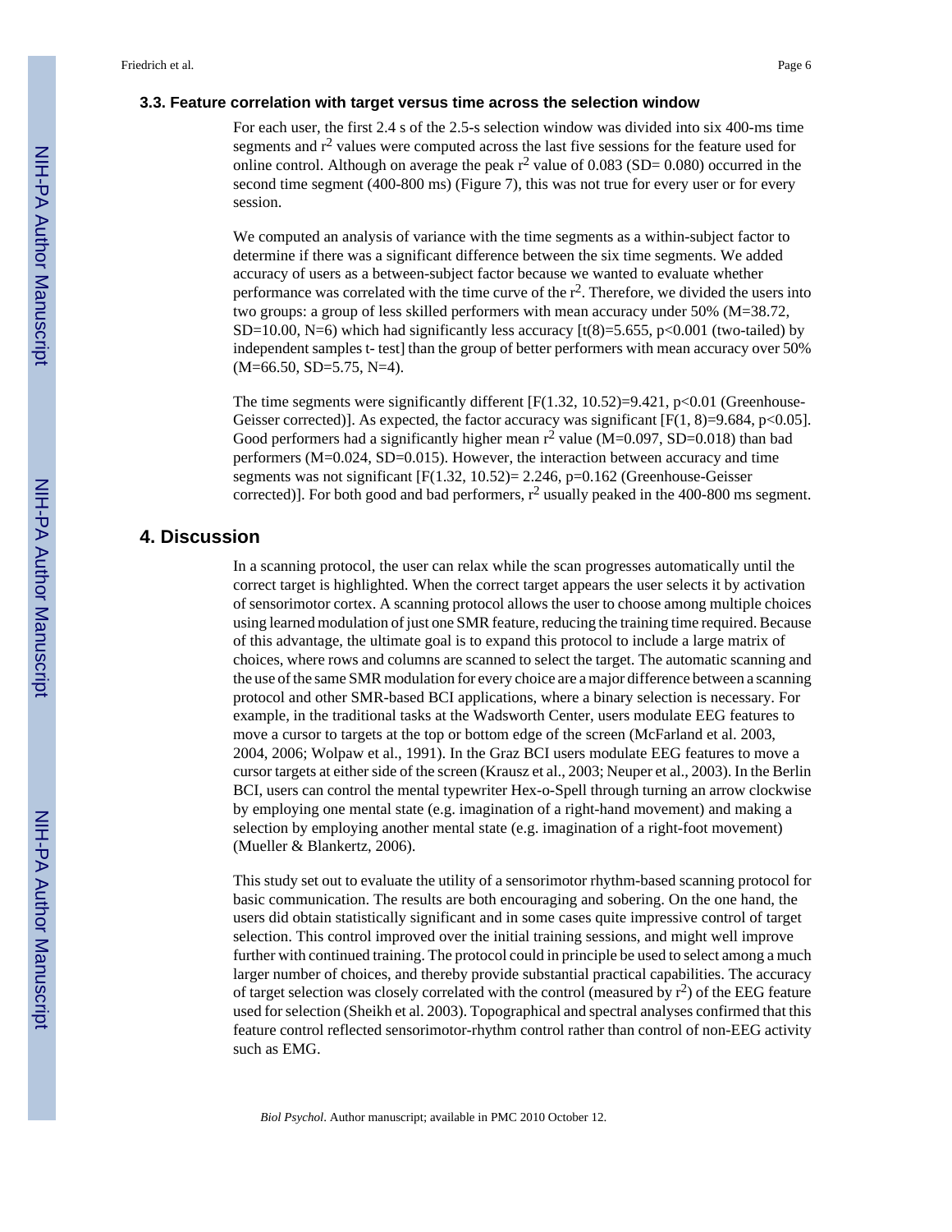### 3.3. Feature correlation with target versus time across the selection window

For each user, the first 2.4 s of the 2.5-s selection window was divided into six 400-ms time segments and $r^2$ values were computed across the last five sessions for the feature used for online control. Although on average the peak $r^2$ value of 0.083 (SD= 0.080) occurred in the second time segment (400-800 ms) (Figure 7), this was not true for every user or for every session.

We computed an analysis of variance with the time segments as a within-subject factor to determine if there was a significant difference between the six time segments. We added accuracy of users as a between-subject factor because we wanted to evaluate whether performance was correlated with the time curve of the $r^2$. Therefore, we divided the users into two groups: a group of less skilled performers with mean accuracy under 50% (M=38.72, SD=10.00, N=6) which had significantly less accuracy [$t(8)=5.655$, $p<0.001$ (two-tailed) by independent samples t- test] than the group of better performers with mean accuracy over 50% (M=66.50, SD=5.75, N=4).

The time segments were significantly different [$F(1.32, 10.52)=9.421$, $p<0.01$ (Greenhouse-Geisser corrected)]. As expected, the factor accuracy was significant [$F(1, 8)=9.684$, $p<0.05$]. Good performers had a significantly higher mean $r^2$ value (M=0.097, SD=0.018) than bad performers (M=0.024, SD=0.015). However, the interaction between accuracy and time segments was not significant [$F(1.32, 10.52)= 2.246$, $p=0.162$ (Greenhouse-Geisser corrected)]. For both good and bad performers, $r^2$ usually peaked in the 400-800 ms segment.

## 4. Discussion

In a scanning protocol, the user can relax while the scan progresses automatically until the correct target is highlighted. When the correct target appears the user selects it by activation of sensorimotor cortex. A scanning protocol allows the user to choose among multiple choices using learned modulation of just one SMR feature, reducing the training time required. Because of this advantage, the ultimate goal is to expand this protocol to include a large matrix of choices, where rows and columns are scanned to select the target. The automatic scanning and the use of the same SMR modulation for every choice are a major difference between a scanning protocol and other SMR-based BCI applications, where a binary selection is necessary. For example, in the traditional tasks at the Wadsworth Center, users modulate EEG features to move a cursor to targets at the top or bottom edge of the screen (McFarland et al. 2003, 2004, 2006; Wolpaw et al., 1991). In the Graz BCI users modulate EEG features to move a cursor targets at either side of the screen (Krausz et al., 2003; Neuper et al., 2003). In the Berlin BCI, users can control the mental typewriter Hex-o-Spell through turning an arrow clockwise by employing one mental state (e.g. imagination of a right-hand movement) and making a selection by employing another mental state (e.g. imagination of a right-foot movement) (Mueller & Blankertz, 2006).

This study set out to evaluate the utility of a sensorimotor rhythm-based scanning protocol for basic communication. The results are both encouraging and sobering. On the one hand, the users did obtain statistically significant and in some cases quite impressive control of target selection. This control improved over the initial training sessions, and might well improve further with continued training. The protocol could in principle be used to select among a much larger number of choices, and thereby provide substantial practical capabilities. The accuracy of target selection was closely correlated with the control (measured by $r^2$) of the EEG feature used for selection (Sheikh et al. 2003). Topographical and spectral analyses confirmed that this feature control reflected sensorimotor-rhythm control rather than control of non-EEG activity such as EMG.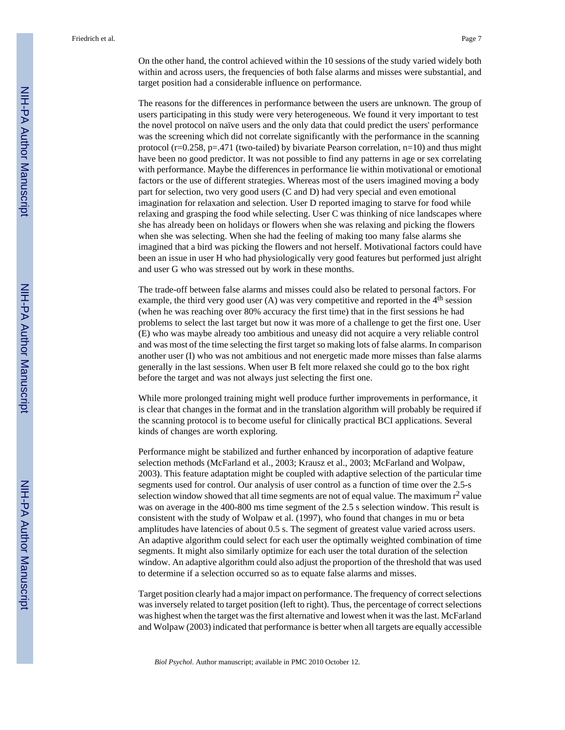On the other hand, the control achieved within the 10 sessions of the study varied widely both within and across users, the frequencies of both false alarms and misses were substantial, and target position had a considerable influence on performance.

The reasons for the differences in performance between the users are unknown. The group of users participating in this study were very heterogeneous. We found it very important to test the novel protocol on naïve users and the only data that could predict the users' performance was the screening which did not correlate significantly with the performance in the scanning protocol ($r=0.258$, $p=.471$ (two-tailed) by bivariate Pearson correlation, $n=10$) and thus might have been no good predictor. It was not possible to find any patterns in age or sex correlating with performance. Maybe the differences in performance lie within motivational or emotional factors or the use of different strategies. Whereas most of the users imagined moving a body part for selection, two very good users (C and D) had very special and even emotional imagination for relaxation and selection. User D reported imaging to starve for food while relaxing and grasping the food while selecting. User C was thinking of nice landscapes where she has already been on holidays or flowers when she was relaxing and picking the flowers when she was selecting. When she had the feeling of making too many false alarms she imagined that a bird was picking the flowers and not herself. Motivational factors could have been an issue in user H who had physiologically very good features but performed just alright and user G who was stressed out by work in these months.

The trade-off between false alarms and misses could also be related to personal factors. For example, the third very good user (A) was very competitive and reported in the 4$^{th}$ session (when he was reaching over 80% accuracy the first time) that in the first sessions he had problems to select the last target but now it was more of a challenge to get the first one. User (E) who was maybe already too ambitious and uneasy did not acquire a very reliable control and was most of the time selecting the first target so making lots of false alarms. In comparison another user (I) who was not ambitious and not energetic made more misses than false alarms generally in the last sessions. When user B felt more relaxed she could go to the box right before the target and was not always just selecting the first one.

While more prolonged training might well produce further improvements in performance, it is clear that changes in the format and in the translation algorithm will probably be required if the scanning protocol is to become useful for clinically practical BCI applications. Several kinds of changes are worth exploring.

Performance might be stabilized and further enhanced by incorporation of adaptive feature selection methods (McFarland et al., 2003; Krausz et al., 2003; McFarland and Wolpaw, 2003). This feature adaptation might be coupled with adaptive selection of the particular time segments used for control. Our analysis of user control as a function of time over the 2.5-s selection window showed that all time segments are not of equal value. The maximum $r^2$ value was on average in the 400-800 ms time segment of the 2.5 s selection window. This result is consistent with the study of Wolpaw et al. (1997), who found that changes in mu or beta amplitudes have latencies of about 0.5 s. The segment of greatest value varied across users. An adaptive algorithm could select for each user the optimally weighted combination of time segments. It might also similarly optimize for each user the total duration of the selection window. An adaptive algorithm could also adjust the proportion of the threshold that was used to determine if a selection occurred so as to equate false alarms and misses.

Target position clearly had a major impact on performance. The frequency of correct selections was inversely related to target position (left to right). Thus, the percentage of correct selections was highest when the target was the first alternative and lowest when it was the last. McFarland and Wolpaw (2003) indicated that performance is better when all targets are equally accessible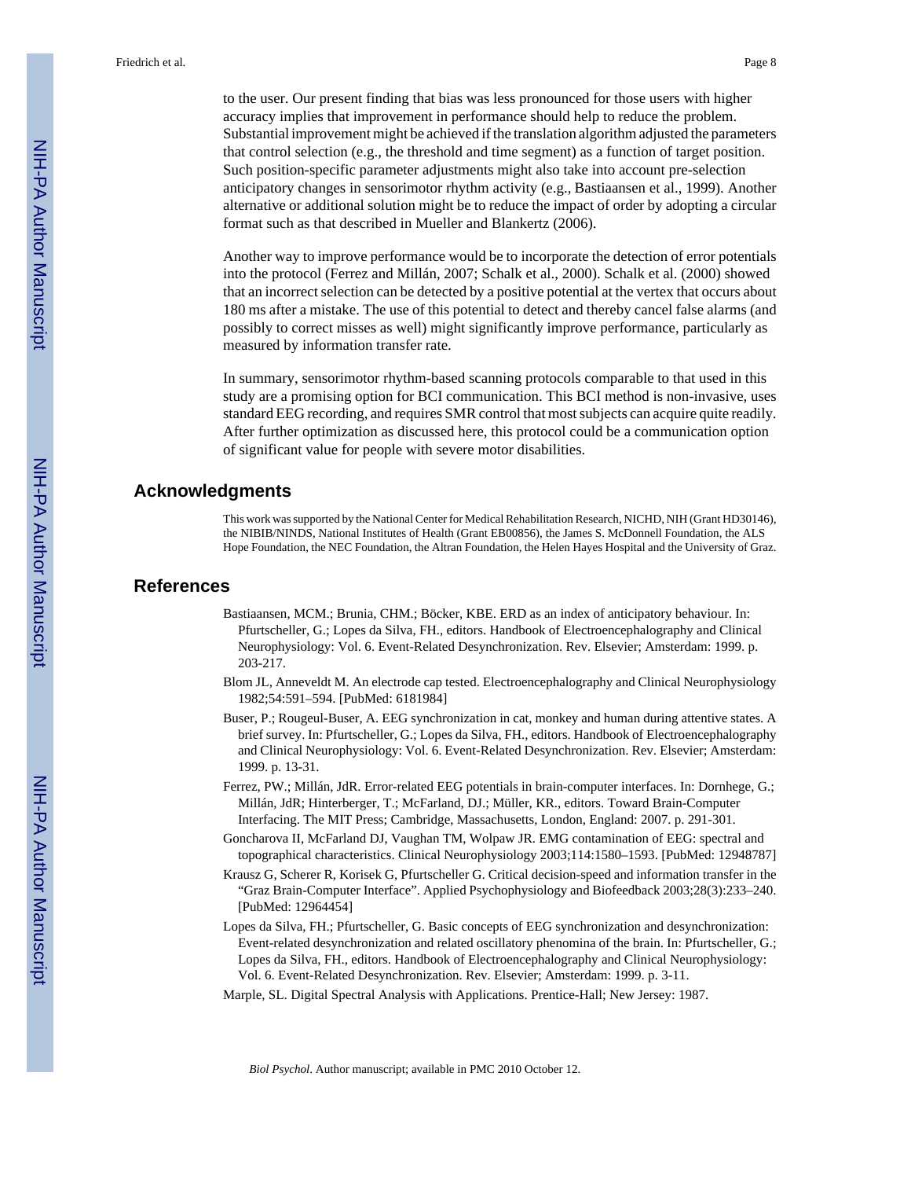to the user. Our present finding that bias was less pronounced for those users with higher accuracy implies that improvement in performance should help to reduce the problem. Substantial improvement might be achieved if the translation algorithm adjusted the parameters that control selection (e.g., the threshold and time segment) as a function of target position. Such position-specific parameter adjustments might also take into account pre-selection anticipatory changes in sensorimotor rhythm activity (e.g., Bastiaansen et al., 1999). Another alternative or additional solution might be to reduce the impact of order by adopting a circular format such as that described in Mueller and Blankertz (2006).

Another way to improve performance would be to incorporate the detection of error potentials into the protocol (Ferrez and Millán, 2007; Schalk et al., 2000). Schalk et al. (2000) showed that an incorrect selection can be detected by a positive potential at the vertex that occurs about 180 ms after a mistake. The use of this potential to detect and thereby cancel false alarms (and possibly to correct misses as well) might significantly improve performance, particularly as measured by information transfer rate.

In summary, sensorimotor rhythm-based scanning protocols comparable to that used in this study are a promising option for BCI communication. This BCI method is non-invasive, uses standard EEG recording, and requires SMR control that most subjects can acquire quite readily. After further optimization as discussed here, this protocol could be a communication option of significant value for people with severe motor disabilities.

## Acknowledgments

This work was supported by the National Center for Medical Rehabilitation Research, NICHD, NIH (Grant HD30146), the NIBIB/NINDS, National Institutes of Health (Grant EB00856), the James S. McDonnell Foundation, the ALS Hope Foundation, the NEC Foundation, the Altran Foundation, the Helen Hayes Hospital and the University of Graz.

## References

Bastiaansen, MCM.; Brunia, CHM.; Böcker, KBE. ERD as an index of anticipatory behaviour. In: Pfurtscheller, G.; Lopes da Silva, FH., editors. Handbook of Electroencephalography and Clinical Neurophysiology: Vol. 6. Event-Related Desynchronization. Rev. Elsevier; Amsterdam: 1999. p. 203-217.

Blom JL, Anneveldt M. An electrode cap tested. Electroencephalography and Clinical Neurophysiology 1982;54:591–594. [PubMed: 6181984]

Buser, P.; Rougeul-Buser, A. EEG synchronization in cat, monkey and human during attentive states. A brief survey. In: Pfurtscheller, G.; Lopes da Silva, FH., editors. Handbook of Electroencephalography and Clinical Neurophysiology: Vol. 6. Event-Related Desynchronization. Rev. Elsevier; Amsterdam: 1999. p. 13-31.

Ferrez, PW.; Millán, JdR. Error-related EEG potentials in brain-computer interfaces. In: Dornhege, G.; Millán, JdR; Hinterberger, T.; McFarland, DJ.; Müller, KR., editors. Toward Brain-Computer Interfacing. The MIT Press; Cambridge, Massachusetts, London, England: 2007. p. 291-301.

Goncharova II, McFarland DJ, Vaughan TM, Wolpaw JR. EMG contamination of EEG: spectral and topographical characteristics. Clinical Neurophysiology 2003;114:1580–1593. [PubMed: 12948787]

Krausz G, Scherer R, Korisek G, Pfurtscheller G. Critical decision-speed and information transfer in the "Graz Brain-Computer Interface". Applied Psychophysiology and Biofeedback 2003;28(3):233–240. [PubMed: 12964454]

Lopes da Silva, FH.; Pfurtscheller, G. Basic concepts of EEG synchronization and desynchronization: Event-related desynchronization and related oscillatory phenomina of the brain. In: Pfurtscheller, G.; Lopes da Silva, FH., editors. Handbook of Electroencephalography and Clinical Neurophysiology: Vol. 6. Event-Related Desynchronization. Rev. Elsevier; Amsterdam: 1999. p. 3-11.

Marple, SL. Digital Spectral Analysis with Applications. Prentice-Hall; New Jersey: 1987.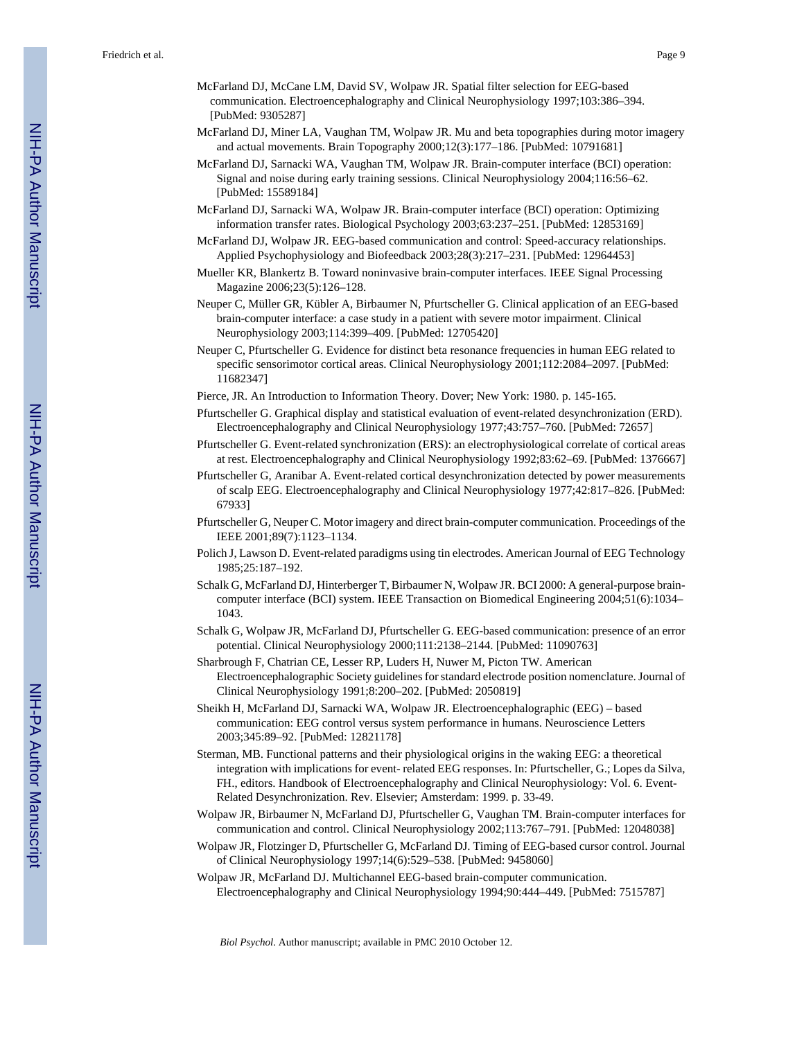McFarland DJ, McCane LM, David SV, Wolpaw JR. Spatial filter selection for EEG-based communication. Electroencephalography and Clinical Neurophysiology 1997;103:386–394. [PubMed: 9305287]

McFarland DJ, Miner LA, Vaughan TM, Wolpaw JR. Mu and beta topographies during motor imagery and actual movements. Brain Topography 2000;12(3):177–186. [PubMed: 10791681]

McFarland DJ, Sarnacki WA, Vaughan TM, Wolpaw JR. Brain-computer interface (BCI) operation: Signal and noise during early training sessions. Clinical Neurophysiology 2004;116:56–62. [PubMed: 15589184]

McFarland DJ, Sarnacki WA, Wolpaw JR. Brain-computer interface (BCI) operation: Optimizing information transfer rates. Biological Psychology 2003;63:237–251. [PubMed: 12853169]

McFarland DJ, Wolpaw JR. EEG-based communication and control: Speed-accuracy relationships. Applied Psychophysiology and Biofeedback 2003;28(3):217–231. [PubMed: 12964453]

Mueller KR, Blankertz B. Toward noninvasive brain-computer interfaces. IEEE Signal Processing Magazine 2006;23(5):126–128.

Neuper C, Müller GR, Kübler A, Birbaumer N, Pfurtscheller G. Clinical application of an EEG-based brain-computer interface: a case study in a patient with severe motor impairment. Clinical Neurophysiology 2003;114:399–409. [PubMed: 12705420]

Neuper C, Pfurtscheller G. Evidence for distinct beta resonance frequencies in human EEG related to specific sensorimotor cortical areas. Clinical Neurophysiology 2001;112:2084–2097. [PubMed: 11682347]

Pierce, JR. An Introduction to Information Theory. Dover; New York: 1980. p. 145-165.

Pfurtscheller G. Graphical display and statistical evaluation of event-related desynchronization (ERD). Electroencephalography and Clinical Neurophysiology 1977;43:757–760. [PubMed: 72657]

Pfurtscheller G. Event-related synchronization (ERS): an electrophysiological correlate of cortical areas at rest. Electroencephalography and Clinical Neurophysiology 1992;83:62–69. [PubMed: 1376667]

Pfurtscheller G, Aranibar A. Event-related cortical desynchronization detected by power measurements of scalp EEG. Electroencephalography and Clinical Neurophysiology 1977;42:817–826. [PubMed: 67933]

Pfurtscheller G, Neuper C. Motor imagery and direct brain-computer communication. Proceedings of the IEEE 2001;89(7):1123–1134.

Polich J, Lawson D. Event-related paradigms using tin electrodes. American Journal of EEG Technology 1985;25:187–192.

Schalk G, McFarland DJ, Hinterberger T, Birbaumer N, Wolpaw JR. BCI 2000: A general-purpose brain-computer interface (BCI) system. IEEE Transaction on Biomedical Engineering 2004;51(6):1034–1043.

Schalk G, Wolpaw JR, McFarland DJ, Pfurtscheller G. EEG-based communication: presence of an error potential. Clinical Neurophysiology 2000;111:2138–2144. [PubMed: 11090763]

Sharbrough F, Chatrian CE, Lesser RP, Luders H, Nuwer M, Picton TW. American Electroencephalographic Society guidelines for standard electrode position nomenclature. Journal of Clinical Neurophysiology 1991;8:200–202. [PubMed: 2050819]

Sheikh H, McFarland DJ, Sarnacki WA, Wolpaw JR. Electroencephalographic (EEG) – based communication: EEG control versus system performance in humans. Neuroscience Letters 2003;345:89–92. [PubMed: 12821178]

Sterman, MB. Functional patterns and their physiological origins in the waking EEG: a theoretical integration with implications for event- related EEG responses. In: Pfurtscheller, G.; Lopes da Silva, FH., editors. Handbook of Electroencephalography and Clinical Neurophysiology: Vol. 6. Event-Related Desynchronization. Rev. Elsevier; Amsterdam: 1999. p. 33-49.

Wolpaw JR, Birbaumer N, McFarland DJ, Pfurtscheller G, Vaughan TM. Brain-computer interfaces for communication and control. Clinical Neurophysiology 2002;113:767–791. [PubMed: 12048038]

Wolpaw JR, Flotzinger D, Pfurtscheller G, McFarland DJ. Timing of EEG-based cursor control. Journal of Clinical Neurophysiology 1997;14(6):529–538. [PubMed: 9458060]

Wolpaw JR, McFarland DJ. Multichannel EEG-based brain-computer communication. Electroencephalography and Clinical Neurophysiology 1994;90:444–449. [PubMed: 7515787]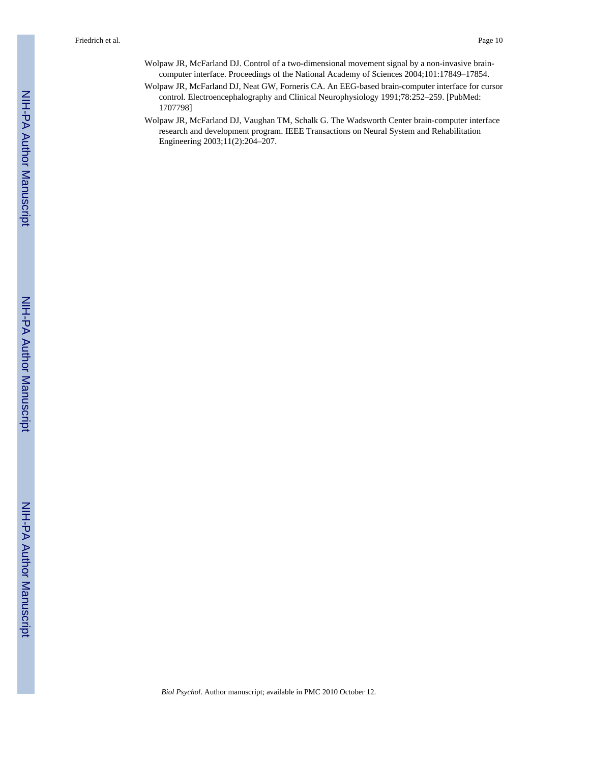Wolpaw JR, McFarland DJ. Control of a two-dimensional movement signal by a non-invasive brain-computer interface. Proceedings of the National Academy of Sciences 2004;101:17849–17854.

Wolpaw JR, McFarland DJ, Neat GW, Forneris CA. An EEG-based brain-computer interface for cursor control. Electroencephalography and Clinical Neurophysiology 1991;78:252–259. [PubMed: 1707798]

Wolpaw JR, McFarland DJ, Vaughan TM, Schalk G. The Wadsworth Center brain-computer interface research and development program. IEEE Transactions on Neural System and Rehabilitation Engineering 2003;11(2):204–207.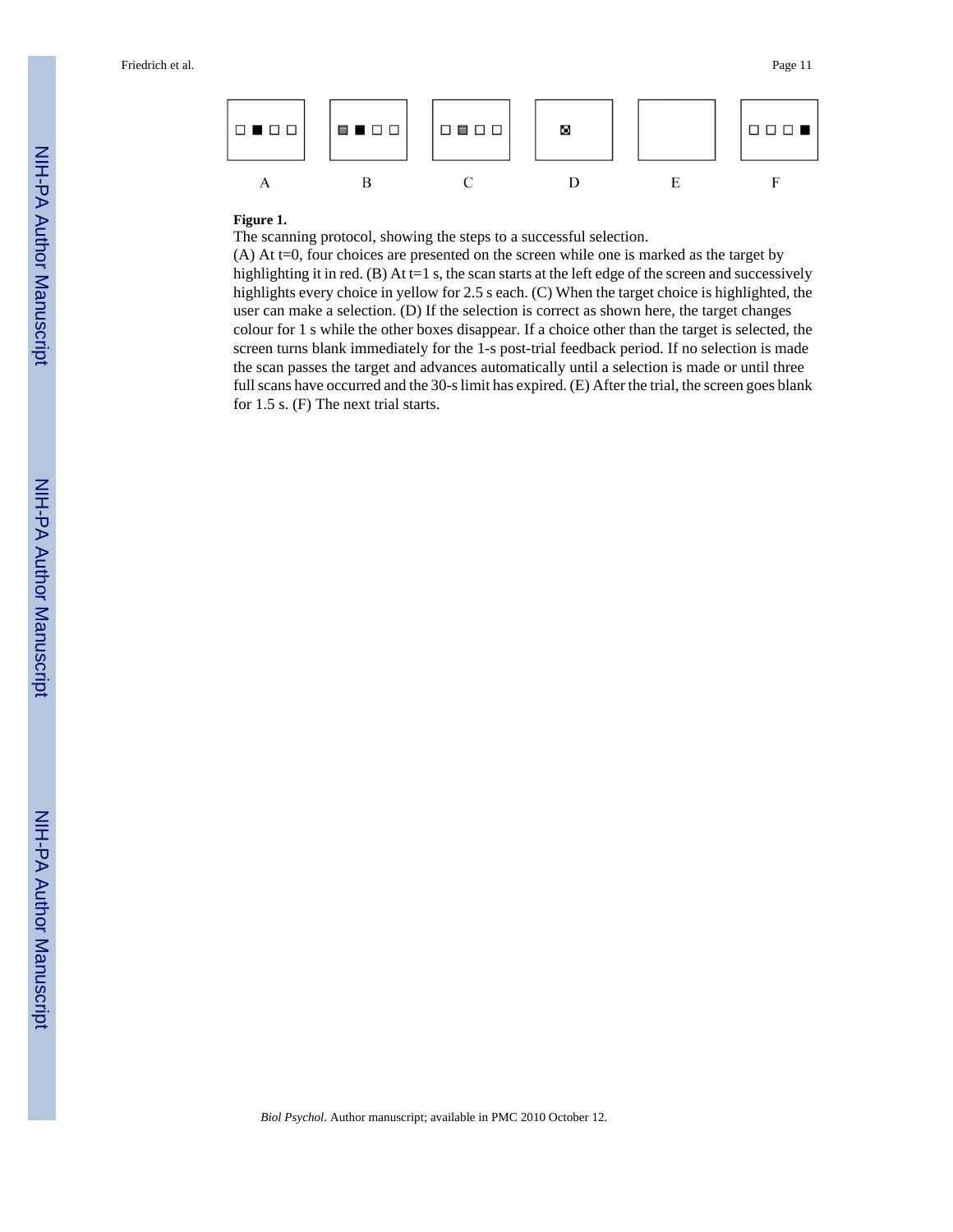A B C D E F

**Figure 1.**

The scanning protocol, showing the steps to a successful selection.

(A) At t=0, four choices are presented on the screen while one is marked as the target by highlighting it in red. (B) At t=1 s, the scan starts at the left edge of the screen and successively highlights every choice in yellow for 2.5 s each. (C) When the target choice is highlighted, the user can make a selection. (D) If the selection is correct as shown here, the target changes colour for 1 s while the other boxes disappear. If a choice other than the target is selected, the screen turns blank immediately for the 1-s post-trial feedback period. If no selection is made the scan passes the target and advances automatically until a selection is made or until three full scans have occurred and the 30-s limit has expired. (E) After the trial, the screen goes blank for 1.5 s. (F) The next trial starts.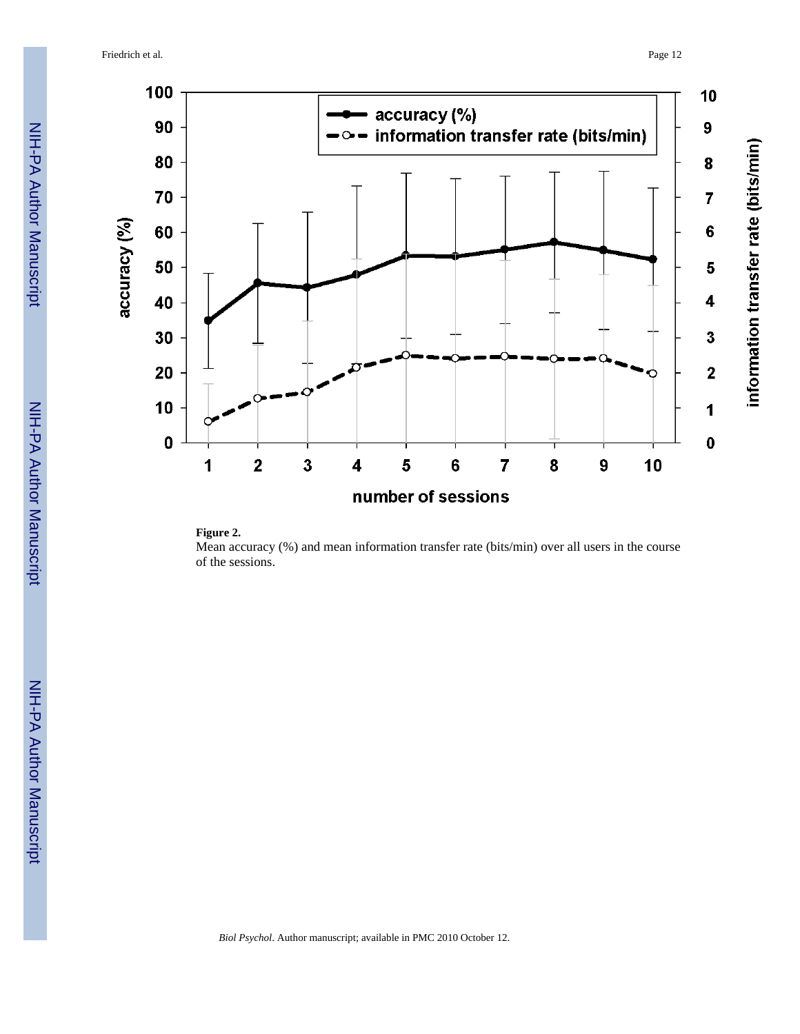**Figure 2.**

Mean accuracy (%) and mean information transfer rate (bits/min) over all users in the course of the sessions.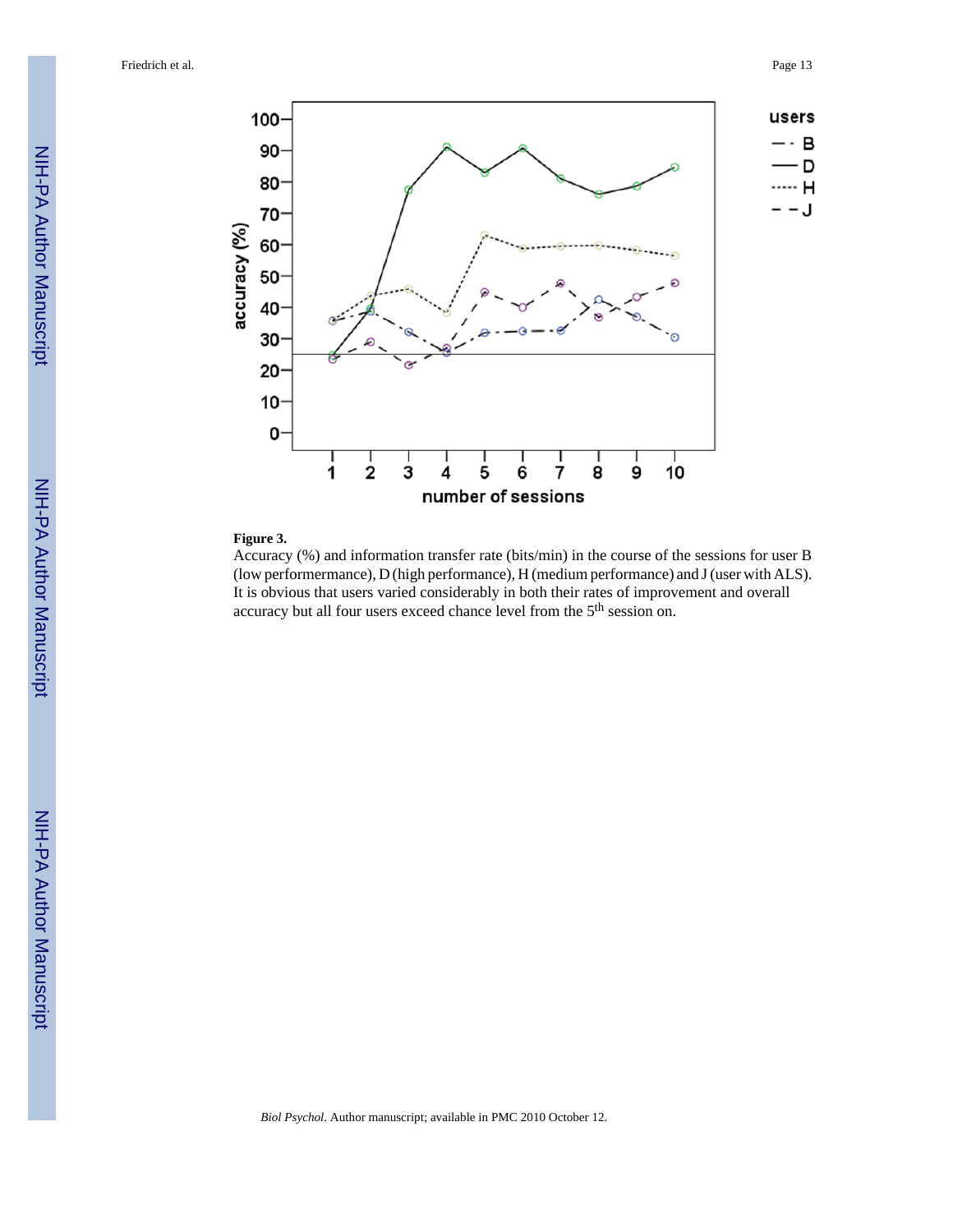**Figure 3.**

Accuracy (%) and information transfer rate (bits/min) in the course of the sessions for user B (low performermance), D (high performance), H (medium performance) and J (user with ALS). It is obvious that users varied considerably in both their rates of improvement and overall accuracy but all four users exceed chance level from the 5th session on.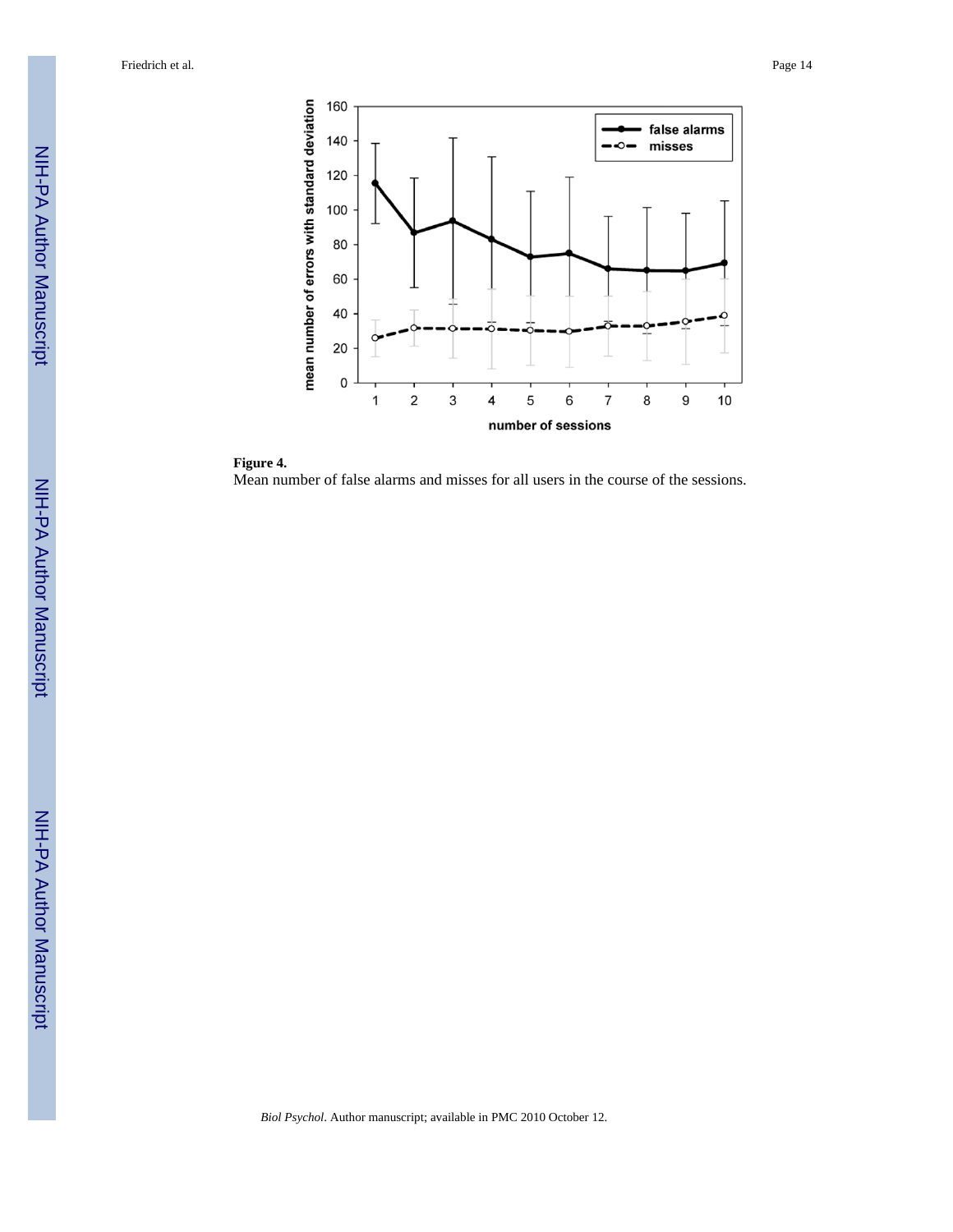**Figure 4.**

Mean number of false alarms and misses for all users in the course of the sessions.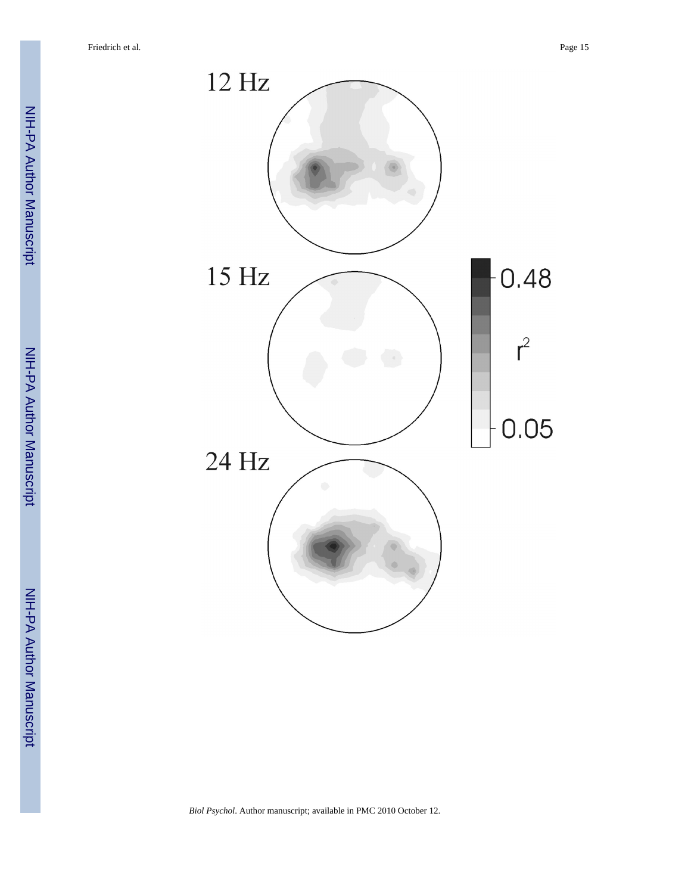12 Hz

15 Hz

24 Hz

0.48

$r^2$

0.05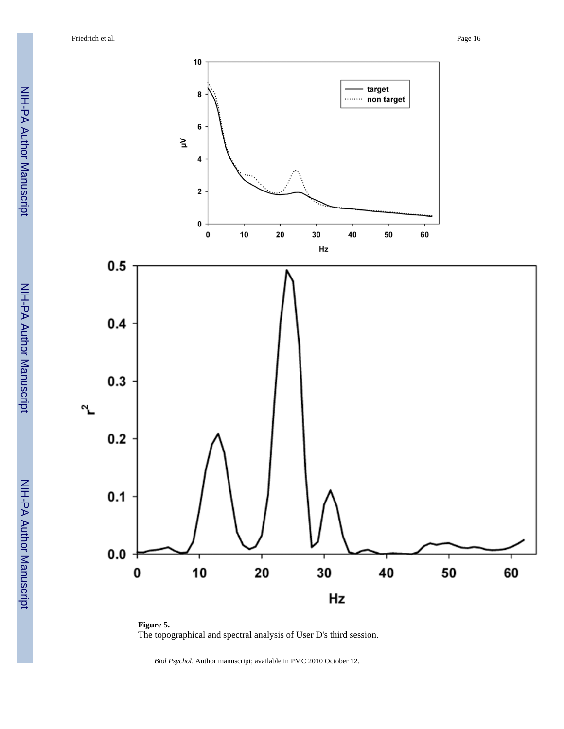**Figure 5.**

The topographical and spectral analysis of User D's third session.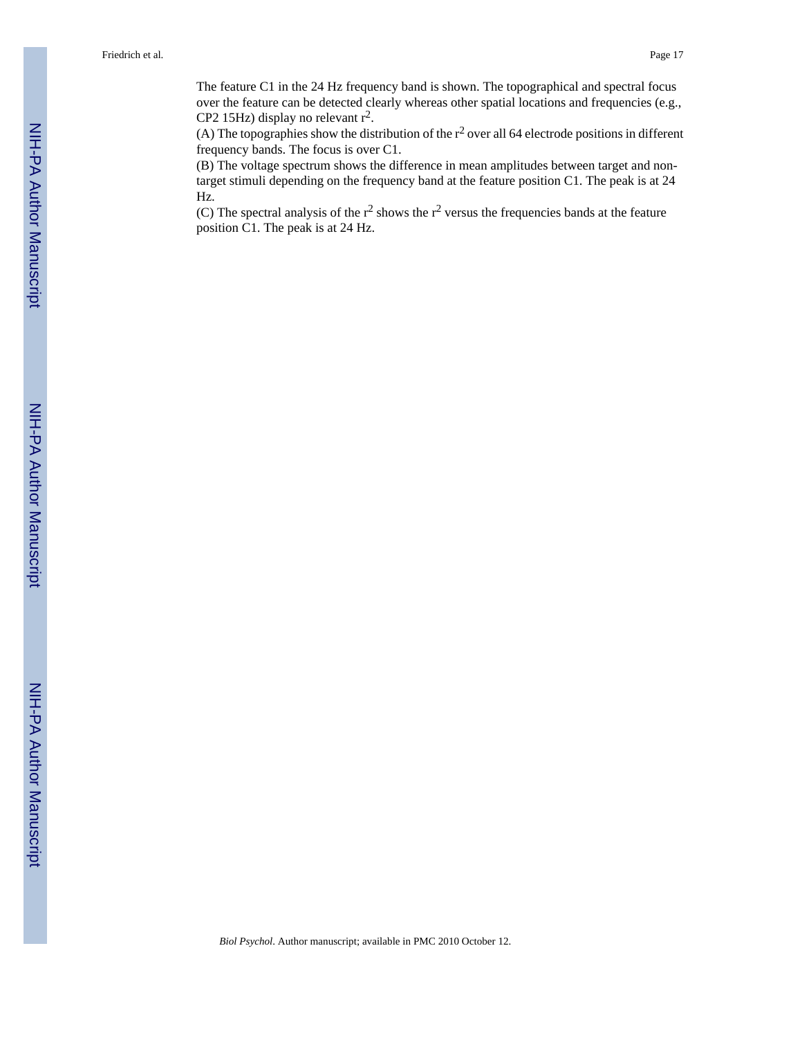The feature C1 in the 24 Hz frequency band is shown. The topographical and spectral focus over the feature can be detected clearly whereas other spatial locations and frequencies (e.g., CP2 15Hz) display no relevant $r^2$.

(A) The topographies show the distribution of the $r^2$ over all 64 electrode positions in different frequency bands. The focus is over C1.

(B) The voltage spectrum shows the difference in mean amplitudes between target and non-target stimuli depending on the frequency band at the feature position C1. The peak is at 24 Hz.

(C) The spectral analysis of the $r^2$ shows the $r^2$ versus the frequencies bands at the feature position C1. The peak is at 24 Hz.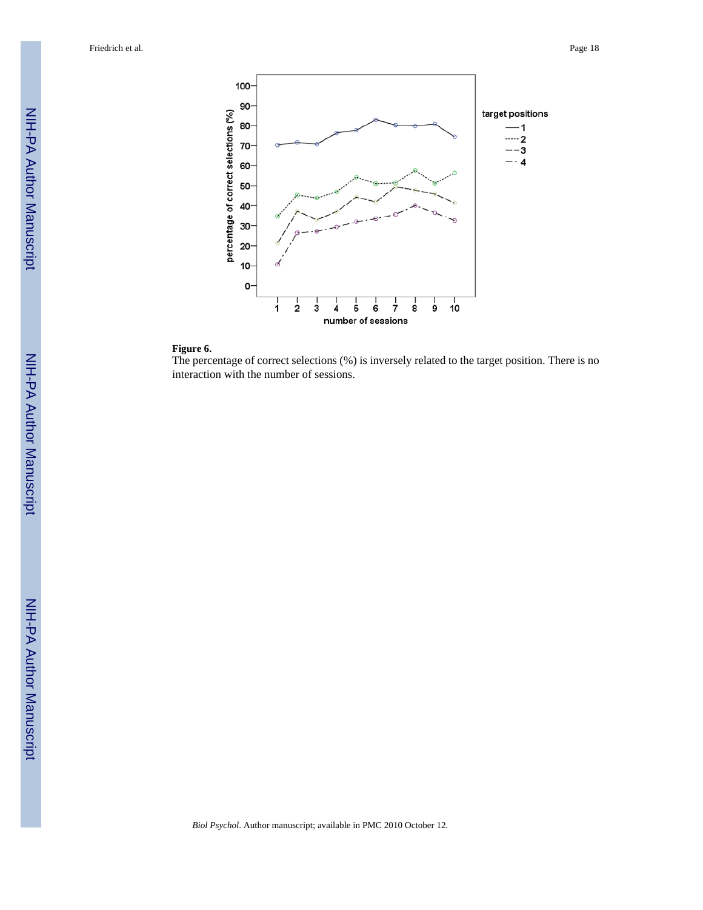**Figure 6.**

The percentage of correct selections (%) is inversely related to the target position. There is no interaction with the number of sessions.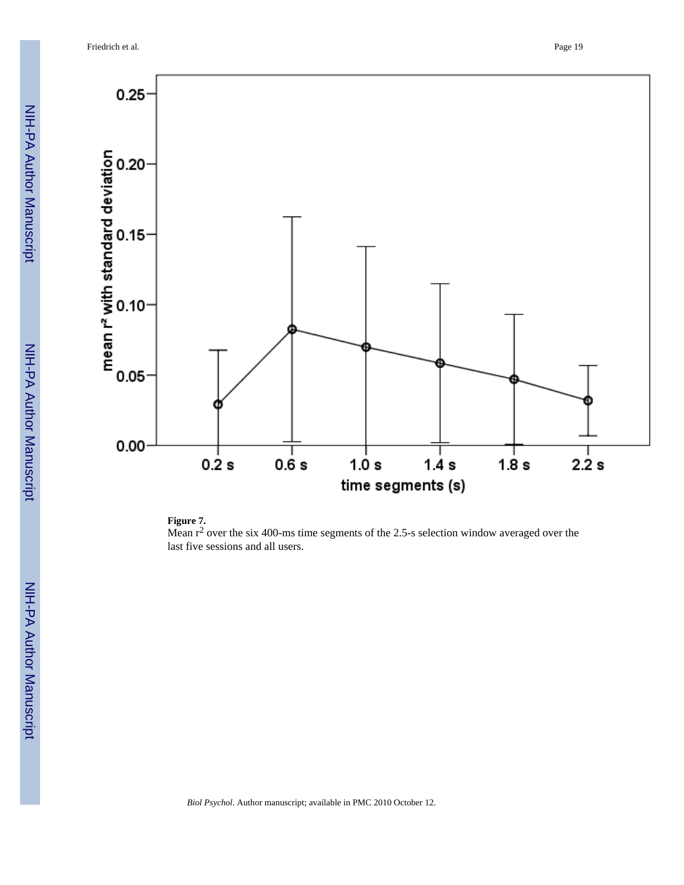0.25

0.20

0.15

0.10

0.05

0.00

mean r² with standard deviation

0.2 s

0.6 s

1.0 s

1.4 s

1.8 s

2.2 s

time segments (s)

**Figure 7.**

Mean $r^2$ over the six 400-ms time segments of the 2.5-s selection window averaged over the last five sessions and all users.